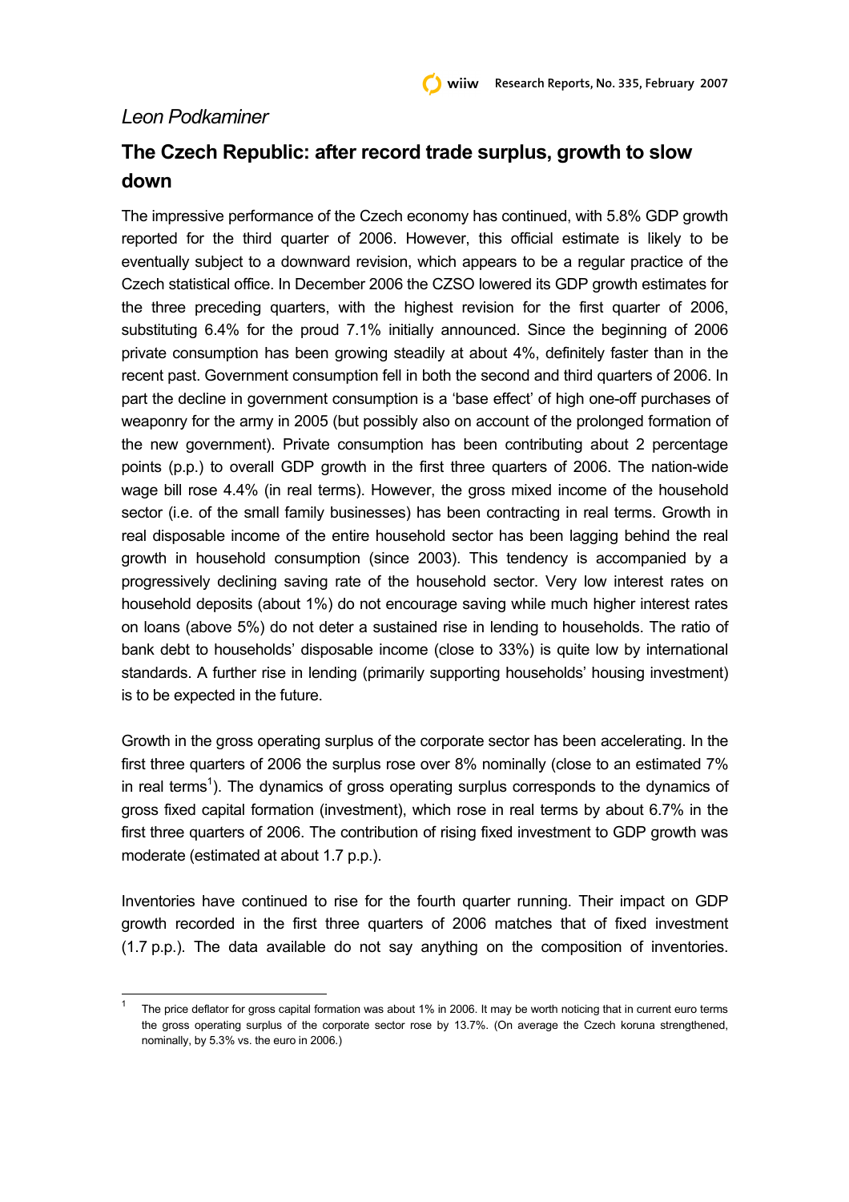*Leon Podkaminer*

## The Czech Republic: after record trade surplus, growth to slow down

The impressive performance of the Czech economy has continued, with 5.8% GDP growth reported for the third quarter of 2006. However, this official estimate is likely to be eventually subject to a downward revision, which appears to be a regular practice of the Czech statistical office. In December 2006 the CZSO lowered its GDP growth estimates for the three preceding quarters, with the highest revision for the first quarter of 2006, substituting 6.4% for the proud 7.1% initially announced. Since the beginning of 2006 private consumption has been growing steadily at about 4%, definitely faster than in the recent past. Government consumption fell in both the second and third quarters of 2006. In part the decline in government consumption is a 'base effect' of high one-off purchases of weaponry for the army in 2005 (but possibly also on account of the prolonged formation of the new government). Private consumption has been contributing about 2 percentage points (p.p.) to overall GDP growth in the first three quarters of 2006. The nation-wide wage bill rose 4.4% (in real terms). However, the gross mixed income of the household sector (i.e. of the small family businesses) has been contracting in real terms. Growth in real disposable income of the entire household sector has been lagging behind the real growth in household consumption (since 2003). This tendency is accompanied by a progressively declining saving rate of the household sector. Very low interest rates on household deposits (about 1%) do not encourage saving while much higher interest rates on loans (above 5%) do not deter a sustained rise in lending to households. The ratio of bank debt to households' disposable income (close to 33%) is quite low by international standards. A further rise in lending (primarily supporting households' housing investment) is to be expected in the future.

Growth in the gross operating surplus of the corporate sector has been accelerating. In the first three quarters of 2006 the surplus rose over 8% nominally (close to an estimated 7% in real terms[1]). The dynamics of gross operating surplus corresponds to the dynamics of gross fixed capital formation (investment), which rose in real terms by about 6.7% in the first three quarters of 2006. The contribution of rising fixed investment to GDP growth was moderate (estimated at about 1.7 p.p.).

Inventories have continued to rise for the fourth quarter running. Their impact on GDP growth recorded in the first three quarters of 2006 matches that of fixed investment (1.7 p.p.). The data available do not say anything on the composition of inventories.

[1] The price deflator for gross capital formation was about 1% in 2006. It may be worth noticing that in current euro terms the gross operating surplus of the corporate sector rose by 13.7%. (On average the Czech koruna strengthened, nominally, by 5.3% vs. the euro in 2006.)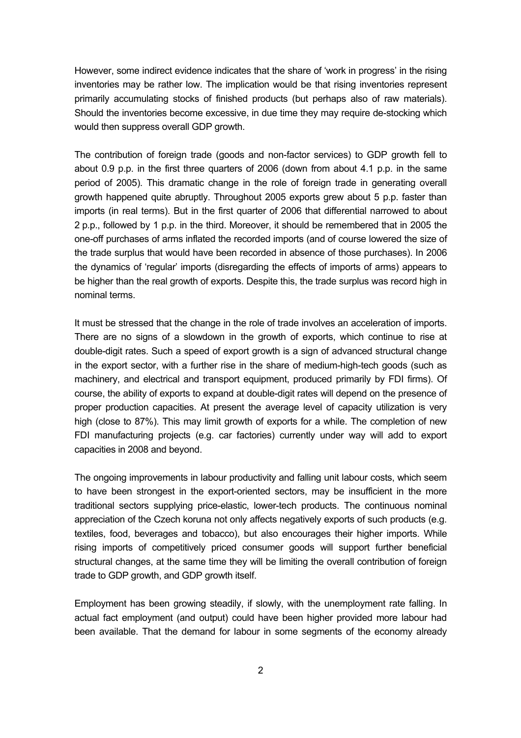However, some indirect evidence indicates that the share of 'work in progress' in the rising inventories may be rather low. The implication would be that rising inventories represent primarily accumulating stocks of finished products (but perhaps also of raw materials). Should the inventories become excessive, in due time they may require de-stocking which would then suppress overall GDP growth.

The contribution of foreign trade (goods and non-factor services) to GDP growth fell to about 0.9 p.p. in the first three quarters of 2006 (down from about 4.1 p.p. in the same period of 2005). This dramatic change in the role of foreign trade in generating overall growth happened quite abruptly. Throughout 2005 exports grew about 5 p.p. faster than imports (in real terms). But in the first quarter of 2006 that differential narrowed to about 2 p.p., followed by 1 p.p. in the third. Moreover, it should be remembered that in 2005 the one-off purchases of arms inflated the recorded imports (and of course lowered the size of the trade surplus that would have been recorded in absence of those purchases). In 2006 the dynamics of 'regular' imports (disregarding the effects of imports of arms) appears to be higher than the real growth of exports. Despite this, the trade surplus was record high in nominal terms.

It must be stressed that the change in the role of trade involves an acceleration of imports. There are no signs of a slowdown in the growth of exports, which continue to rise at double-digit rates. Such a speed of export growth is a sign of advanced structural change in the export sector, with a further rise in the share of medium-high-tech goods (such as machinery, and electrical and transport equipment, produced primarily by FDI firms). Of course, the ability of exports to expand at double-digit rates will depend on the presence of proper production capacities. At present the average level of capacity utilization is very high (close to 87%). This may limit growth of exports for a while. The completion of new FDI manufacturing projects (e.g. car factories) currently under way will add to export capacities in 2008 and beyond.

The ongoing improvements in labour productivity and falling unit labour costs, which seem to have been strongest in the export-oriented sectors, may be insufficient in the more traditional sectors supplying price-elastic, lower-tech products. The continuous nominal appreciation of the Czech koruna not only affects negatively exports of such products (e.g. textiles, food, beverages and tobacco), but also encourages their higher imports. While rising imports of competitively priced consumer goods will support further beneficial structural changes, at the same time they will be limiting the overall contribution of foreign trade to GDP growth, and GDP growth itself.

Employment has been growing steadily, if slowly, with the unemployment rate falling. In actual fact employment (and output) could have been higher provided more labour had been available. That the demand for labour in some segments of the economy already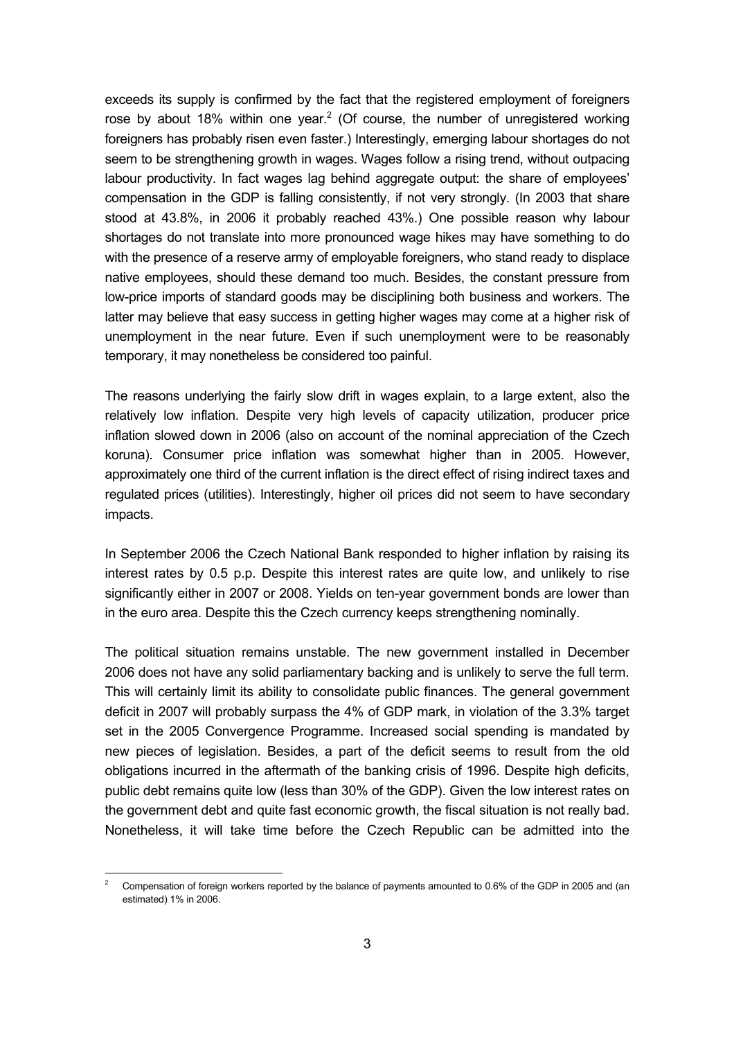exceeds its supply is confirmed by the fact that the registered employment of foreigners rose by about 18% within one year.[2] (Of course, the number of unregistered working foreigners has probably risen even faster.) Interestingly, emerging labour shortages do not seem to be strengthening growth in wages. Wages follow a rising trend, without outpacing labour productivity. In fact wages lag behind aggregate output: the share of employees' compensation in the GDP is falling consistently, if not very strongly. (In 2003 that share stood at 43.8%, in 2006 it probably reached 43%.) One possible reason why labour shortages do not translate into more pronounced wage hikes may have something to do with the presence of a reserve army of employable foreigners, who stand ready to displace native employees, should these demand too much. Besides, the constant pressure from low-price imports of standard goods may be disciplining both business and workers. The latter may believe that easy success in getting higher wages may come at a higher risk of unemployment in the near future. Even if such unemployment were to be reasonably temporary, it may nonetheless be considered too painful.

The reasons underlying the fairly slow drift in wages explain, to a large extent, also the relatively low inflation. Despite very high levels of capacity utilization, producer price inflation slowed down in 2006 (also on account of the nominal appreciation of the Czech koruna). Consumer price inflation was somewhat higher than in 2005. However, approximately one third of the current inflation is the direct effect of rising indirect taxes and regulated prices (utilities). Interestingly, higher oil prices did not seem to have secondary impacts.

In September 2006 the Czech National Bank responded to higher inflation by raising its interest rates by 0.5 p.p. Despite this interest rates are quite low, and unlikely to rise significantly either in 2007 or 2008. Yields on ten-year government bonds are lower than in the euro area. Despite this the Czech currency keeps strengthening nominally.

The political situation remains unstable. The new government installed in December 2006 does not have any solid parliamentary backing and is unlikely to serve the full term. This will certainly limit its ability to consolidate public finances. The general government deficit in 2007 will probably surpass the 4% of GDP mark, in violation of the 3.3% target set in the 2005 Convergence Programme. Increased social spending is mandated by new pieces of legislation. Besides, a part of the deficit seems to result from the old obligations incurred in the aftermath of the banking crisis of 1996. Despite high deficits, public debt remains quite low (less than 30% of the GDP). Given the low interest rates on the government debt and quite fast economic growth, the fiscal situation is not really bad. Nonetheless, it will take time before the Czech Republic can be admitted into the

[2] Compensation of foreign workers reported by the balance of payments amounted to 0.6% of the GDP in 2005 and (an estimated) 1% in 2006.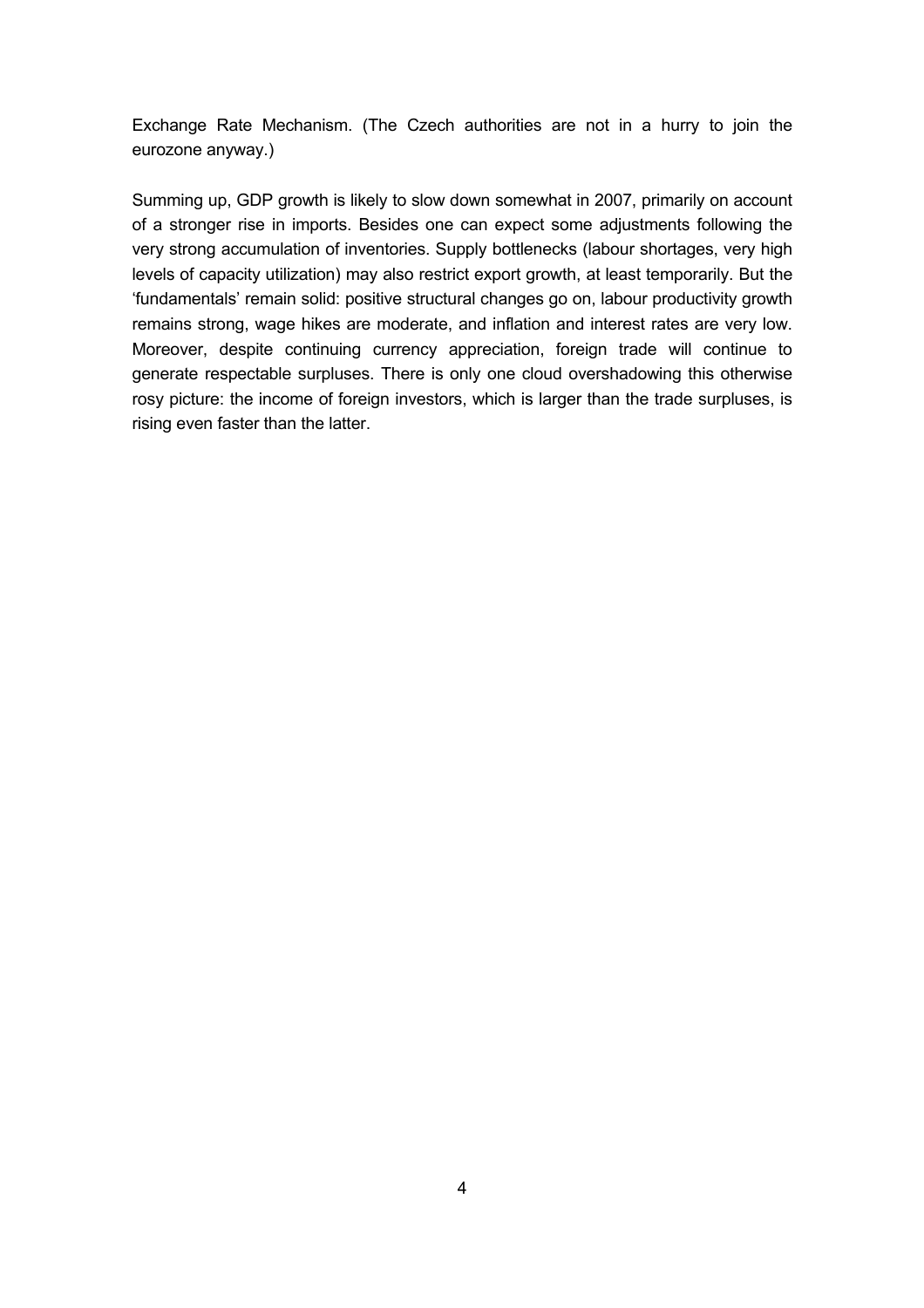Exchange Rate Mechanism. (The Czech authorities are not in a hurry to join the eurozone anyway.)

Summing up, GDP growth is likely to slow down somewhat in 2007, primarily on account of a stronger rise in imports. Besides one can expect some adjustments following the very strong accumulation of inventories. Supply bottlenecks (labour shortages, very high levels of capacity utilization) may also restrict export growth, at least temporarily. But the 'fundamentals' remain solid: positive structural changes go on, labour productivity growth remains strong, wage hikes are moderate, and inflation and interest rates are very low. Moreover, despite continuing currency appreciation, foreign trade will continue to generate respectable surpluses. There is only one cloud overshadowing this otherwise rosy picture: the income of foreign investors, which is larger than the trade surpluses, is rising even faster than the latter.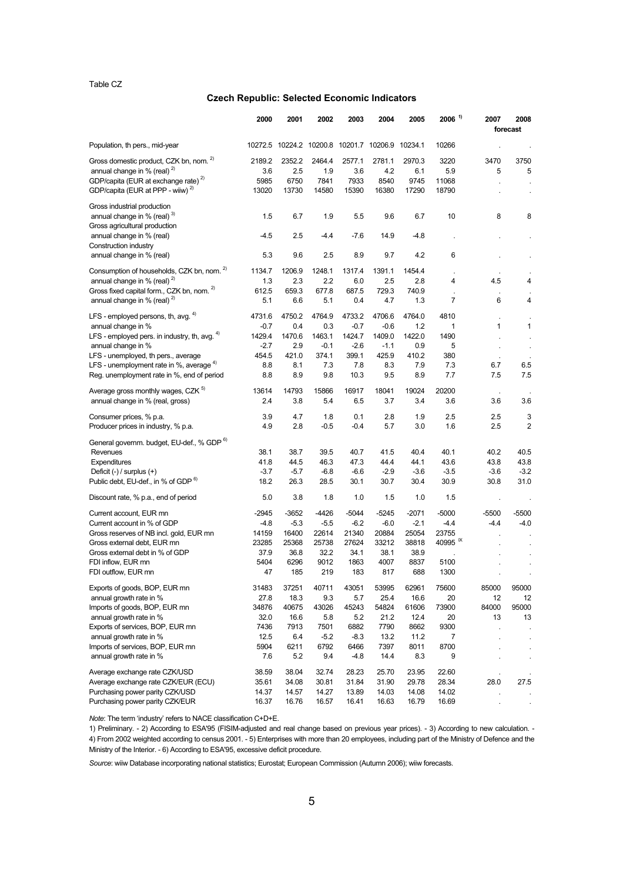Table CZ

## Czech Republic: Selected Economic Indicators

| | 2000 | 2001 | 2002 | 2003 | 2004 | 2005 | 2006 [1)] | 2007 forecast | 2008 forecast |
|---|---|---|---|---|---|---|---|---|---|
| Population, th pers., mid-year | 10272.5 | 10224.2 | 10200.8 | 10201.7 | 10206.9 | 10234.1 | 10266 | . | . |
| Gross domestic product, CZK bn, nom. [2)] | 2189.2 | 2352.2 | 2464.4 | 2577.1 | 2781.1 | 2970.3 | 3220 | 3470 | 3750 |
| annual change in % (real) [2)] | 3.6 | 2.5 | 1.9 | 3.6 | 4.2 | 6.1 | 5.9 | 5 | 5 |
| GDP/capita (EUR at exchange rate) [2)] | 5985 | 6750 | 7841 | 7933 | 8540 | 9745 | 11068 | . | . |
| GDP/capita (EUR at PPP - wiiw) [2)] | 13020 | 13730 | 14580 | 15390 | 16380 | 17290 | 18790 | . | . |
| Gross industrial production | | | | | | | | | |
| annual change in % (real) [3)] | 1.5 | 6.7 | 1.9 | 5.5 | 9.6 | 6.7 | 10 | 8 | 8 |
| Gross agricultural production | | | | | | | | | |
| annual change in % (real) | -4.5 | 2.5 | -4.4 | -7.6 | 14.9 | -4.8 | . | . | . |
| Construction industry | | | | | | | | | |
| annual change in % (real) | 5.3 | 9.6 | 2.5 | 8.9 | 9.7 | 4.2 | 6 | . | . |
| Consumption of households, CZK bn, nom. [2)] | 1134.7 | 1206.9 | 1248.1 | 1317.4 | 1391.1 | 1454.4 | . | . | . |
| annual change in % (real) [2)] | 1.3 | 2.3 | 2.2 | 6.0 | 2.5 | 2.8 | 4 | 4.5 | 4 |
| Gross fixed capital form., CZK bn, nom. [2)] | 612.5 | 659.3 | 677.8 | 687.5 | 729.3 | 740.9 | . | . | . |
| annual change in % (real) [2)] | 5.1 | 6.6 | 5.1 | 0.4 | 4.7 | 1.3 | 7 | 6 | 4 |
| LFS - employed persons, th, avg. [4)] | 4731.6 | 4750.2 | 4764.9 | 4733.2 | 4706.6 | 4764.0 | 4810 | . | . |
| annual change in % | -0.7 | 0.4 | 0.3 | -0.7 | -0.6 | 1.2 | 1 | 1 | 1 |
| LFS - employed pers. in industry, th, avg. [4)] | 1429.4 | 1470.6 | 1463.1 | 1424.7 | 1409.0 | 1422.0 | 1490 | . | . |
| annual change in % | -2.7 | 2.9 | -0.1 | -2.6 | -1.1 | 0.9 | 5 | . | . |
| LFS - unemployed, th pers., average | 454.5 | 421.0 | 374.1 | 399.1 | 425.9 | 410.2 | 380 | . | . |
| LFS - unemployment rate in %, average [4)] | 8.8 | 8.1 | 7.3 | 7.8 | 8.3 | 7.9 | 7.3 | 6.7 | 6.5 |
| Reg. unemployment rate in %, end of period | 8.8 | 8.9 | 9.8 | 10.3 | 9.5 | 8.9 | 7.7 | 7.5 | 7.5 |
| Average gross monthly wages, CZK [5)] | 13614 | 14793 | 15866 | 16917 | 18041 | 19024 | 20200 | . | . |
| annual change in % (real, gross) | 2.4 | 3.8 | 5.4 | 6.5 | 3.7 | 3.4 | 3.6 | 3.6 | 3.6 |
| Consumer prices, % p.a. | 3.9 | 4.7 | 1.8 | 0.1 | 2.8 | 1.9 | 2.5 | 2.5 | 3 |
| Producer prices in industry, % p.a. | 4.9 | 2.8 | -0.5 | -0.4 | 5.7 | 3.0 | 1.6 | 2.5 | 2 |
| General governm. budget, EU-def., % GDP [6)] | | | | | | | | | |
| Revenues | 38.1 | 38.7 | 39.5 | 40.7 | 41.5 | 40.4 | 40.1 | 40.2 | 40.5 |
| Expenditures | 41.8 | 44.5 | 46.3 | 47.3 | 44.4 | 44.1 | 43.6 | 43.8 | 43.8 |
| Deficit (-) / surplus (+) | -3.7 | -5.7 | -6.8 | -6.6 | -2.9 | -3.6 | -3.5 | -3.6 | -3.2 |
| Public debt, EU-def., in % of GDP [6)] | 18.2 | 26.3 | 28.5 | 30.1 | 30.7 | 30.4 | 30.9 | 30.8 | 31.0 |
| Discount rate, % p.a., end of period | 5.0 | 3.8 | 1.8 | 1.0 | 1.5 | 1.0 | 1.5 | . | . |
| Current account, EUR mn | -2945 | -3652 | -4426 | -5044 | -5245 | -2071 | -5000 | -5500 | -5500 |
| Current account in % of GDP | -4.8 | -5.3 | -5.5 | -6.2 | -6.0 | -2.1 | -4.4 | -4.4 | -4.0 |
| Gross reserves of NB incl. gold, EUR mn | 14159 | 16400 | 22614 | 21340 | 20884 | 25054 | 23755 | . | . |
| Gross external debt, EUR mn | 23285 | 25368 | 25738 | 27624 | 33212 | 38818 | 40995 [IX] | . | . |
| Gross external debt in % of GDP | 37.9 | 36.8 | 32.2 | 34.1 | 38.1 | 38.9 | . | . | . |
| FDI inflow, EUR mn | 5404 | 6296 | 9012 | 1863 | 4007 | 8837 | 5100 | . | . |
| FDI outflow, EUR mn | 47 | 185 | 219 | 183 | 817 | 688 | 1300 | . | . |
| Exports of goods, BOP, EUR mn | 31483 | 37251 | 40711 | 43051 | 53995 | 62961 | 75600 | 85000 | 95000 |
| annual growth rate in % | 27.8 | 18.3 | 9.3 | 5.7 | 25.4 | 16.6 | 20 | 12 | 12 |
| Imports of goods, BOP, EUR mn | 34876 | 40675 | 43026 | 45243 | 54824 | 61606 | 73900 | 84000 | 95000 |
| annual growth rate in % | 32.0 | 16.6 | 5.8 | 5.2 | 21.2 | 12.4 | 20 | 13 | 13 |
| Exports of services, BOP, EUR mn | 7436 | 7913 | 7501 | 6882 | 7790 | 8662 | 9300 | . | . |
| annual growth rate in % | 12.5 | 6.4 | -5.2 | -8.3 | 13.2 | 11.2 | 7 | . | . |
| Imports of services, BOP, EUR mn | 5904 | 6211 | 6792 | 6466 | 7397 | 8011 | 8700 | . | . |
| annual growth rate in % | 7.6 | 5.2 | 9.4 | -4.8 | 14.4 | 8.3 | 9 | . | . |
| Average exchange rate CZK/USD | 38.59 | 38.04 | 32.74 | 28.23 | 25.70 | 23.95 | 22.60 | . | . |
| Average exchange rate CZK/EUR (ECU) | 35.61 | 34.08 | 30.81 | 31.84 | 31.90 | 29.78 | 28.34 | 28.0 | 27.5 |
| Purchasing power parity CZK/USD | 14.37 | 14.57 | 14.27 | 13.89 | 14.03 | 14.08 | 14.02 | . | . |
| Purchasing power parity CZK/EUR | 16.37 | 16.76 | 16.57 | 16.41 | 16.63 | 16.79 | 16.69 | . | . |

*Note*: The term 'industry' refers to NACE classification C+D+E.

1) Preliminary. - 2) According to ESA'95 (FISIM-adjusted and real change based on previous year prices). - 3) According to new calculation. - 4) From 2002 weighted according to census 2001. - 5) Enterprises with more than 20 employees, including part of the Ministry of Defence and the Ministry of the Interior. - 6) According to ESA'95, excessive deficit procedure.

*Source*: wiiw Database incorporating national statistics; Eurostat; European Commission (Autumn 2006); wiiw forecasts.